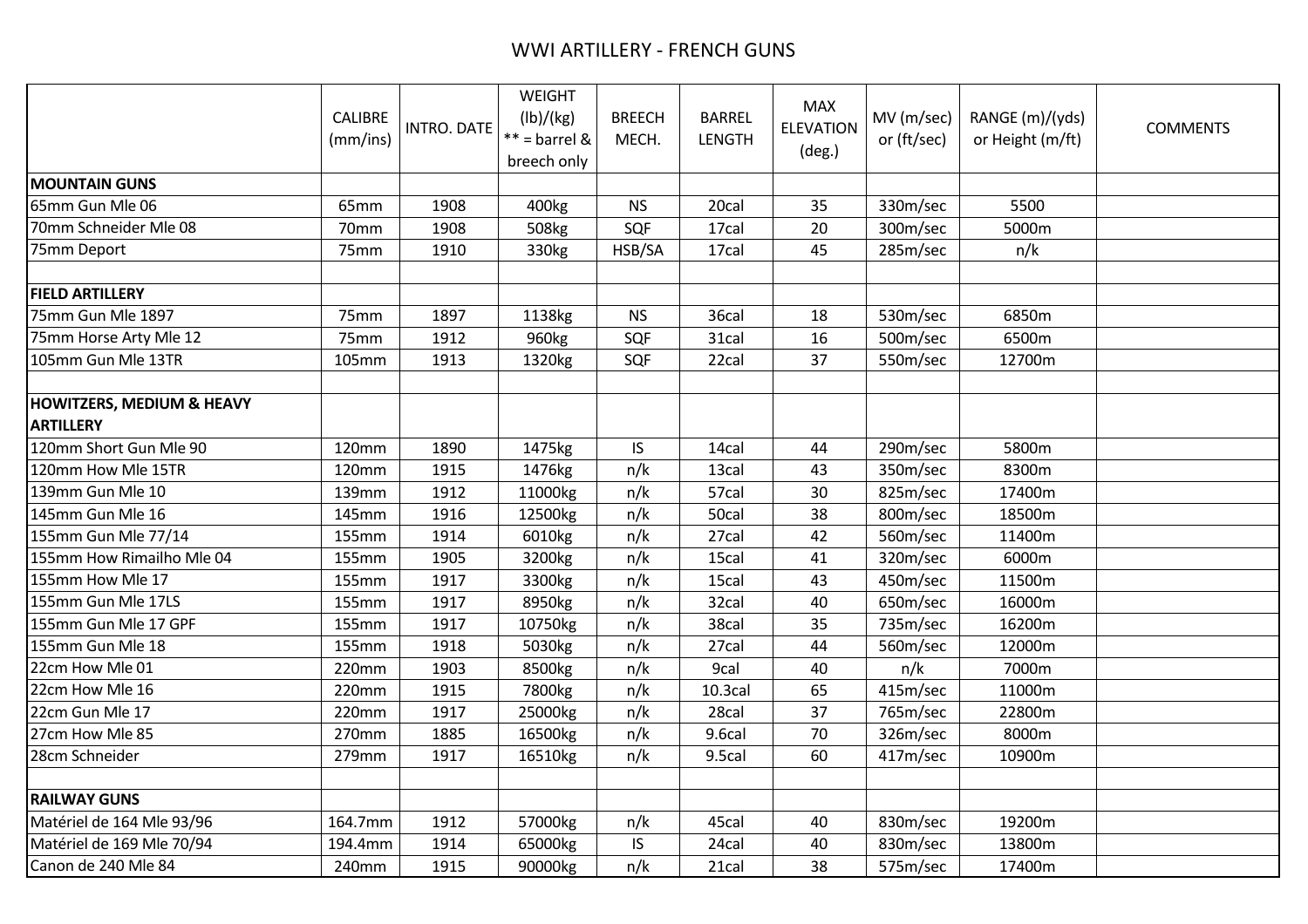# WWI ARTILLERY - FRENCH GUNS

| | CALIBRE (mm/ins) | INTRO. DATE | WEIGHT (lb)/(kg) ** = barrel & breech only | BREECH MECH. | BARREL LENGTH | MAX ELEVATION (deg.) | MV (m/sec) or (ft/sec) | RANGE (m)/(yds) or Height (m/ft) | COMMENTS |
|---|---|---|---|---|---|---|---|---|---|
| **MOUNTAIN GUNS** | | | | | | | | | |
| 65mm Gun Mle 06 | 65mm | 1908 | 400kg | NS | 20cal | 35 | 330m/sec | 5500 | |
| 70mm Schneider Mle 08 | 70mm | 1908 | 508kg | SQF | 17cal | 20 | 300m/sec | 5000m | |
| 75mm Deport | 75mm | 1910 | 330kg | HSB/SA | 17cal | 45 | 285m/sec | n/k | |
| | | | | | | | | | |
| **FIELD ARTILLERY** | | | | | | | | | |
| 75mm Gun Mle 1897 | 75mm | 1897 | 1138kg | NS | 36cal | 18 | 530m/sec | 6850m | |
| 75mm Horse Arty Mle 12 | 75mm | 1912 | 960kg | SQF | 31cal | 16 | 500m/sec | 6500m | |
| 105mm Gun Mle 13TR | 105mm | 1913 | 1320kg | SQF | 22cal | 37 | 550m/sec | 12700m | |
| | | | | | | | | | |
| **HOWITZERS, MEDIUM & HEAVY ARTILLERY** | | | | | | | | | |
| 120mm Short Gun Mle 90 | 120mm | 1890 | 1475kg | IS | 14cal | 44 | 290m/sec | 5800m | |
| 120mm How Mle 15TR | 120mm | 1915 | 1476kg | n/k | 13cal | 43 | 350m/sec | 8300m | |
| 139mm Gun Mle 10 | 139mm | 1912 | 11000kg | n/k | 57cal | 30 | 825m/sec | 17400m | |
| 145mm Gun Mle 16 | 145mm | 1916 | 12500kg | n/k | 50cal | 38 | 800m/sec | 18500m | |
| 155mm Gun Mle 77/14 | 155mm | 1914 | 6010kg | n/k | 27cal | 42 | 560m/sec | 11400m | |
| 155mm How Rimailho Mle 04 | 155mm | 1905 | 3200kg | n/k | 15cal | 41 | 320m/sec | 6000m | |
| 155mm How Mle 17 | 155mm | 1917 | 3300kg | n/k | 15cal | 43 | 450m/sec | 11500m | |
| 155mm Gun Mle 17LS | 155mm | 1917 | 8950kg | n/k | 32cal | 40 | 650m/sec | 16000m | |
| 155mm Gun Mle 17 GPF | 155mm | 1917 | 10750kg | n/k | 38cal | 35 | 735m/sec | 16200m | |
| 155mm Gun Mle 18 | 155mm | 1918 | 5030kg | n/k | 27cal | 44 | 560m/sec | 12000m | |
| 22cm How Mle 01 | 220mm | 1903 | 8500kg | n/k | 9cal | 40 | n/k | 7000m | |
| 22cm How Mle 16 | 220mm | 1915 | 7800kg | n/k | 10.3cal | 65 | 415m/sec | 11000m | |
| 22cm Gun Mle 17 | 220mm | 1917 | 25000kg | n/k | 28cal | 37 | 765m/sec | 22800m | |
| 27cm How Mle 85 | 270mm | 1885 | 16500kg | n/k | 9.6cal | 70 | 326m/sec | 8000m | |
| 28cm Schneider | 279mm | 1917 | 16510kg | n/k | 9.5cal | 60 | 417m/sec | 10900m | |
| | | | | | | | | | |
| **RAILWAY GUNS** | | | | | | | | | |
| Matériel de 164 Mle 93/96 | 164.7mm | 1912 | 57000kg | n/k | 45cal | 40 | 830m/sec | 19200m | |
| Matériel de 169 Mle 70/94 | 194.4mm | 1914 | 65000kg | IS | 24cal | 40 | 830m/sec | 13800m | |
| Canon de 240 Mle 84 | 240mm | 1915 | 90000kg | n/k | 21cal | 38 | 575m/sec | 17400m | |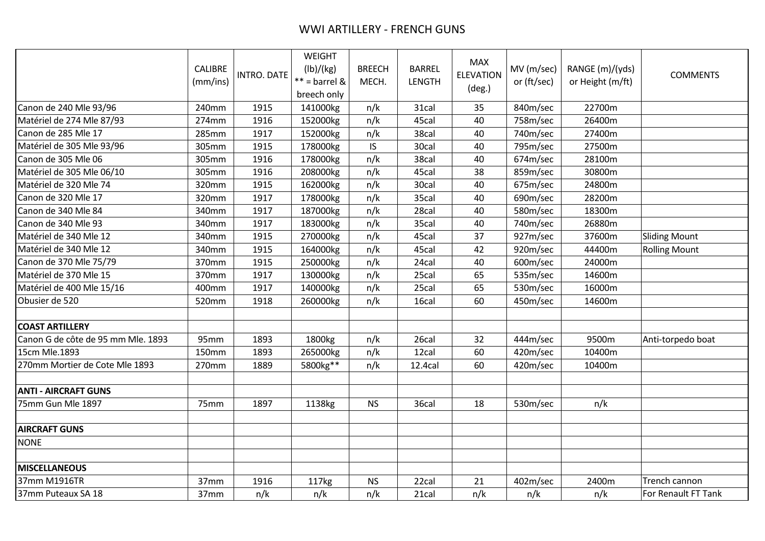# WWI ARTILLERY - FRENCH GUNS

| | CALIBRE (mm/ins) | INTRO. DATE | WEIGHT (lb)/(kg) ** = barrel & breech only | BREECH MECH. | BARREL LENGTH | MAX ELEVATION (deg.) | MV (m/sec) or (ft/sec) | RANGE (m)/(yds) or Height (m/ft) | COMMENTS |
|---|---|---|---|---|---|---|---|---|---|
| Canon de 240 Mle 93/96 | 240mm | 1915 | 141000kg | n/k | 31cal | 35 | 840m/sec | 22700m | |
| Matériel de 274 Mle 87/93 | 274mm | 1916 | 152000kg | n/k | 45cal | 40 | 758m/sec | 26400m | |
| Canon de 285 Mle 17 | 285mm | 1917 | 152000kg | n/k | 38cal | 40 | 740m/sec | 27400m | |
| Matériel de 305 Mle 93/96 | 305mm | 1915 | 178000kg | IS | 30cal | 40 | 795m/sec | 27500m | |
| Canon de 305 Mle 06 | 305mm | 1916 | 178000kg | n/k | 38cal | 40 | 674m/sec | 28100m | |
| Matériel de 305 Mle 06/10 | 305mm | 1916 | 208000kg | n/k | 45cal | 38 | 859m/sec | 30800m | |
| Matériel de 320 Mle 74 | 320mm | 1915 | 162000kg | n/k | 30cal | 40 | 675m/sec | 24800m | |
| Canon de 320 Mle 17 | 320mm | 1917 | 178000kg | n/k | 35cal | 40 | 690m/sec | 28200m | |
| Canon de 340 Mle 84 | 340mm | 1917 | 187000kg | n/k | 28cal | 40 | 580m/sec | 18300m | |
| Canon de 340 Mle 93 | 340mm | 1917 | 183000kg | n/k | 35cal | 40 | 740m/sec | 26880m | |
| Matériel de 340 Mle 12 | 340mm | 1915 | 270000kg | n/k | 45cal | 37 | 927m/sec | 37600m | Sliding Mount |
| Matériel de 340 Mle 12 | 340mm | 1915 | 164000kg | n/k | 45cal | 42 | 920m/sec | 44400m | Rolling Mount |
| Canon de 370 Mle 75/79 | 370mm | 1915 | 250000kg | n/k | 24cal | 40 | 600m/sec | 24000m | |
| Matériel de 370 Mle 15 | 370mm | 1917 | 130000kg | n/k | 25cal | 65 | 535m/sec | 14600m | |
| Matériel de 400 Mle 15/16 | 400mm | 1917 | 140000kg | n/k | 25cal | 65 | 530m/sec | 16000m | |
| Obusier de 520 | 520mm | 1918 | 260000kg | n/k | 16cal | 60 | 450m/sec | 14600m | |
| | | | | | | | | | |
| **COAST ARTILLERY** | | | | | | | | | |
| Canon G de côte de 95 mm Mle. 1893 | 95mm | 1893 | 1800kg | n/k | 26cal | 32 | 444m/sec | 9500m | Anti-torpedo boat |
| 15cm Mle.1893 | 150mm | 1893 | 265000kg | n/k | 12cal | 60 | 420m/sec | 10400m | |
| 270mm Mortier de Cote Mle 1893 | 270mm | 1889 | 5800kg** | n/k | 12.4cal | 60 | 420m/sec | 10400m | |
| | | | | | | | | | |
| **ANTI - AIRCRAFT GUNS** | | | | | | | | | |
| 75mm Gun Mle 1897 | 75mm | 1897 | 1138kg | NS | 36cal | 18 | 530m/sec | n/k | |
| | | | | | | | | | |
| **AIRCRAFT GUNS** | | | | | | | | | |
| NONE | | | | | | | | | |
| | | | | | | | | | |
| **MISCELLANEOUS** | | | | | | | | | |
| 37mm M1916TR | 37mm | 1916 | 117kg | NS | 22cal | 21 | 402m/sec | 2400m | Trench cannon |
| 37mm Puteaux SA 18 | 37mm | n/k | n/k | n/k | 21cal | n/k | n/k | n/k | For Renault FT Tank |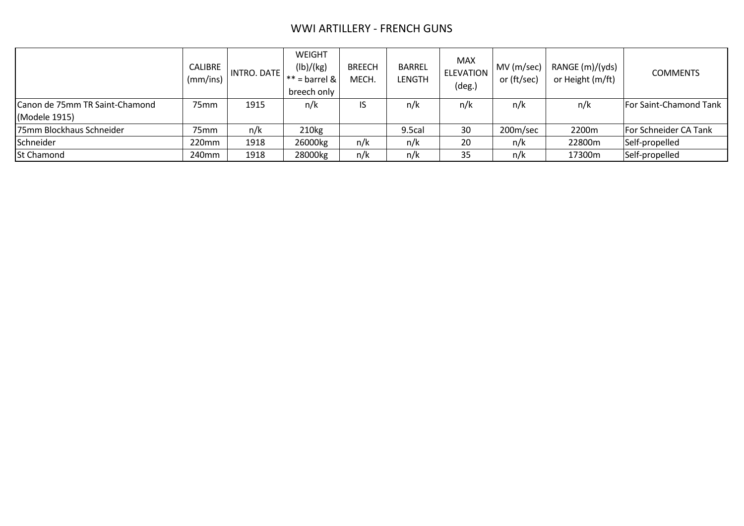# WWI ARTILLERY - FRENCH GUNS

| | CALIBRE (mm/ins) | INTRO. DATE | WEIGHT (lb)/(kg) ** = barrel & breech only | BREECH MECH. | BARREL LENGTH | MAX ELEVATION (deg.) | MV (m/sec) or (ft/sec) | RANGE (m)/(yds) or Height (m/ft) | COMMENTS |
|---|---|---|---|---|---|---|---|---|---|
| Canon de 75mm TR Saint-Chamond (Modele 1915) | 75mm | 1915 | n/k | IS | n/k | n/k | n/k | n/k | For Saint-Chamond Tank |
| 75mm Blockhaus Schneider | 75mm | n/k | 210kg | | 9.5cal | 30 | 200m/sec | 2200m | For Schneider CA Tank |
| Schneider | 220mm | 1918 | 26000kg | n/k | n/k | 20 | n/k | 22800m | Self-propelled |
| St Chamond | 240mm | 1918 | 28000kg | n/k | n/k | 35 | n/k | 17300m | Self-propelled |